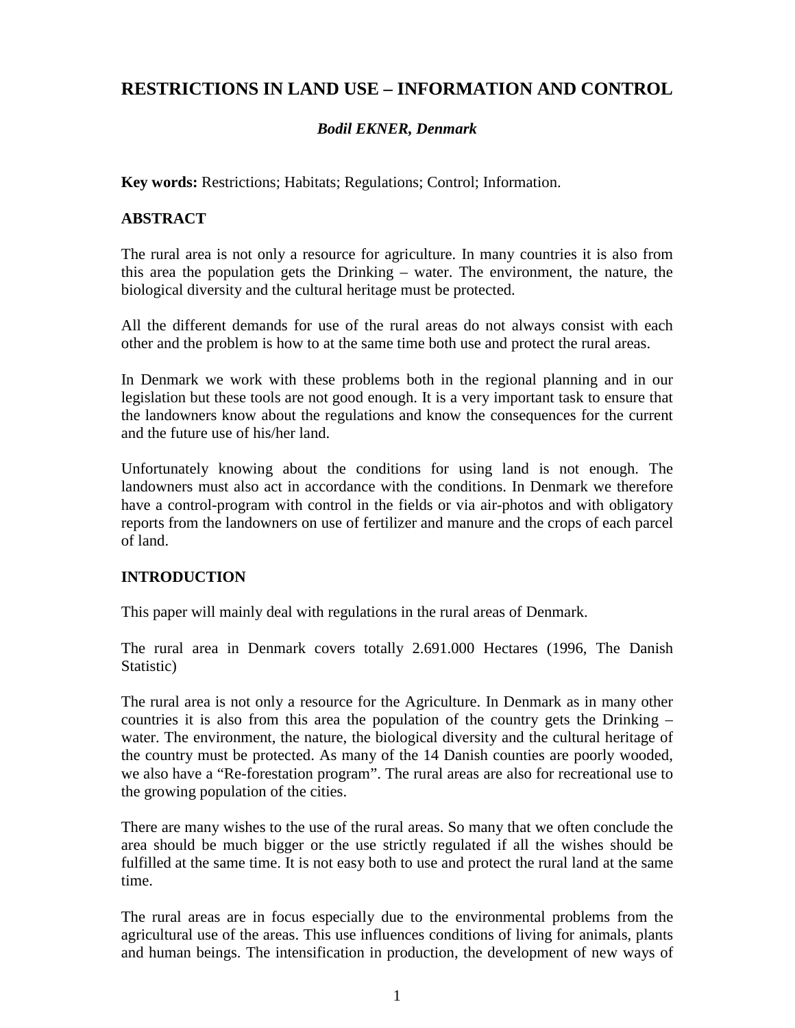# RESTRICTIONS IN LAND USE – INFORMATION AND CONTROL

***Bodil EKNER, Denmark***

**Key words:** Restrictions; Habitats; Regulations; Control; Information.

## ABSTRACT

The rural area is not only a resource for agriculture. In many countries it is also from this area the population gets the Drinking – water. The environment, the nature, the biological diversity and the cultural heritage must be protected.

All the different demands for use of the rural areas do not always consist with each other and the problem is how to at the same time both use and protect the rural areas.

In Denmark we work with these problems both in the regional planning and in our legislation but these tools are not good enough. It is a very important task to ensure that the landowners know about the regulations and know the consequences for the current and the future use of his/her land.

Unfortunately knowing about the conditions for using land is not enough. The landowners must also act in accordance with the conditions. In Denmark we therefore have a control-program with control in the fields or via air-photos and with obligatory reports from the landowners on use of fertilizer and manure and the crops of each parcel of land.

## INTRODUCTION

This paper will mainly deal with regulations in the rural areas of Denmark.

The rural area in Denmark covers totally 2.691.000 Hectares (1996, The Danish Statistic)

The rural area is not only a resource for the Agriculture. In Denmark as in many other countries it is also from this area the population of the country gets the Drinking – water. The environment, the nature, the biological diversity and the cultural heritage of the country must be protected. As many of the 14 Danish counties are poorly wooded, we also have a "Re-forestation program". The rural areas are also for recreational use to the growing population of the cities.

There are many wishes to the use of the rural areas. So many that we often conclude the area should be much bigger or the use strictly regulated if all the wishes should be fulfilled at the same time. It is not easy both to use and protect the rural land at the same time.

The rural areas are in focus especially due to the environmental problems from the agricultural use of the areas. This use influences conditions of living for animals, plants and human beings. The intensification in production, the development of new ways of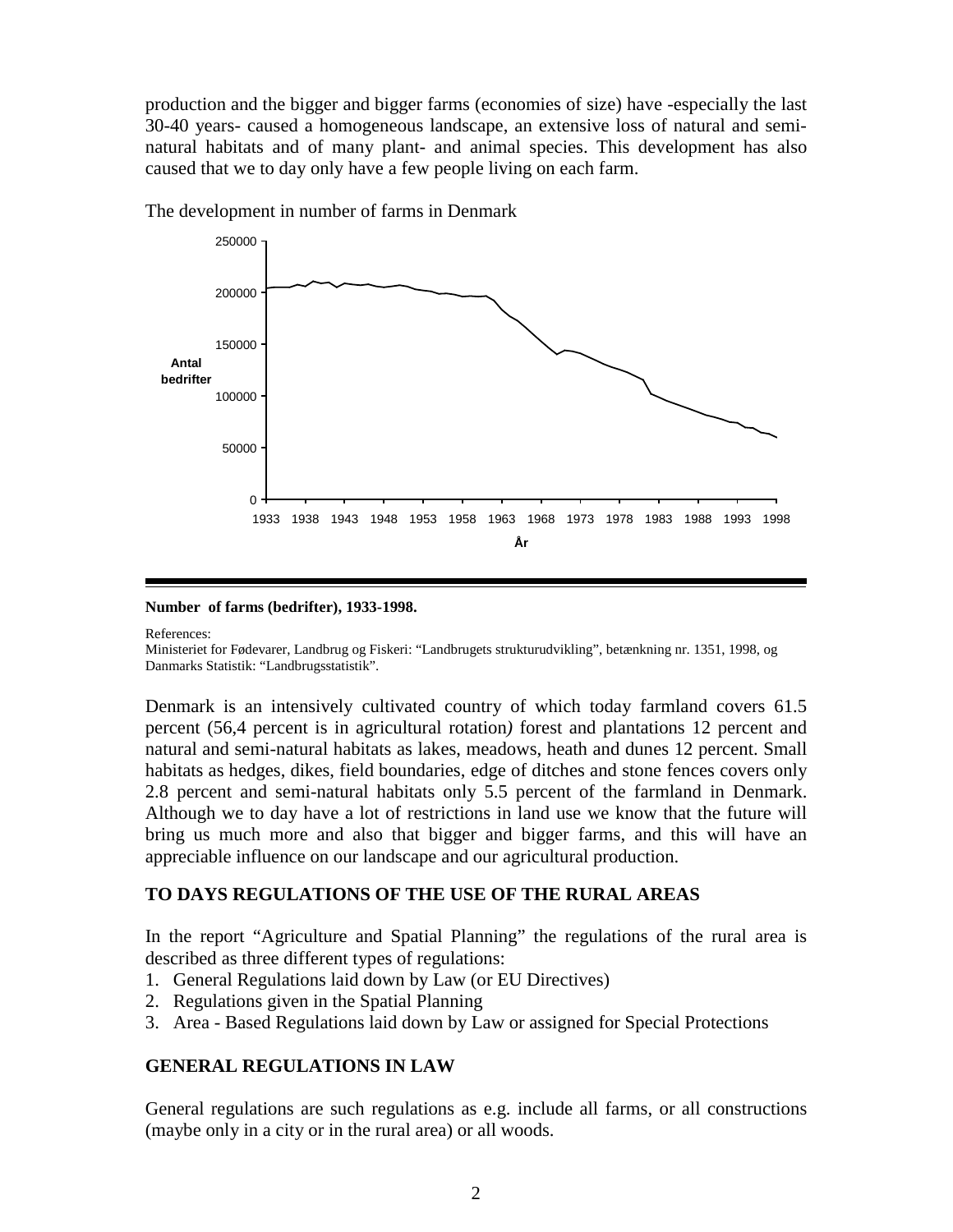production and the bigger and bigger farms (economies of size) have -especially the last 30-40 years- caused a homogeneous landscape, an extensive loss of natural and semi-natural habitats and of many plant- and animal species. This development has also caused that we to day only have a few people living on each farm.

The development in number of farms in Denmark

**Number of farms (bedrifter), 1933-1998.**

References:
Ministeriet for Fødevarer, Landbrug og Fiskeri: "Landbrugets strukturudvikling", betænkning nr. 1351, 1998, og Danmarks Statistik: "Landbrugsstatistik".

Denmark is an intensively cultivated country of which today farmland covers 61.5 percent (56,4 percent is in agricultural rotation*)* forest and plantations 12 percent and natural and semi-natural habitats as lakes, meadows, heath and dunes 12 percent. Small habitats as hedges, dikes, field boundaries, edge of ditches and stone fences covers only 2.8 percent and semi-natural habitats only 5.5 percent of the farmland in Denmark. Although we to day have a lot of restrictions in land use we know that the future will bring us much more and also that bigger and bigger farms, and this will have an appreciable influence on our landscape and our agricultural production.

## TO DAYS REGULATIONS OF THE USE OF THE RURAL AREAS

In the report "Agriculture and Spatial Planning" the regulations of the rural area is described as three different types of regulations:

1. General Regulations laid down by Law (or EU Directives)
2. Regulations given in the Spatial Planning
3. Area - Based Regulations laid down by Law or assigned for Special Protections

## GENERAL REGULATIONS IN LAW

General regulations are such regulations as e.g. include all farms, or all constructions (maybe only in a city or in the rural area) or all woods.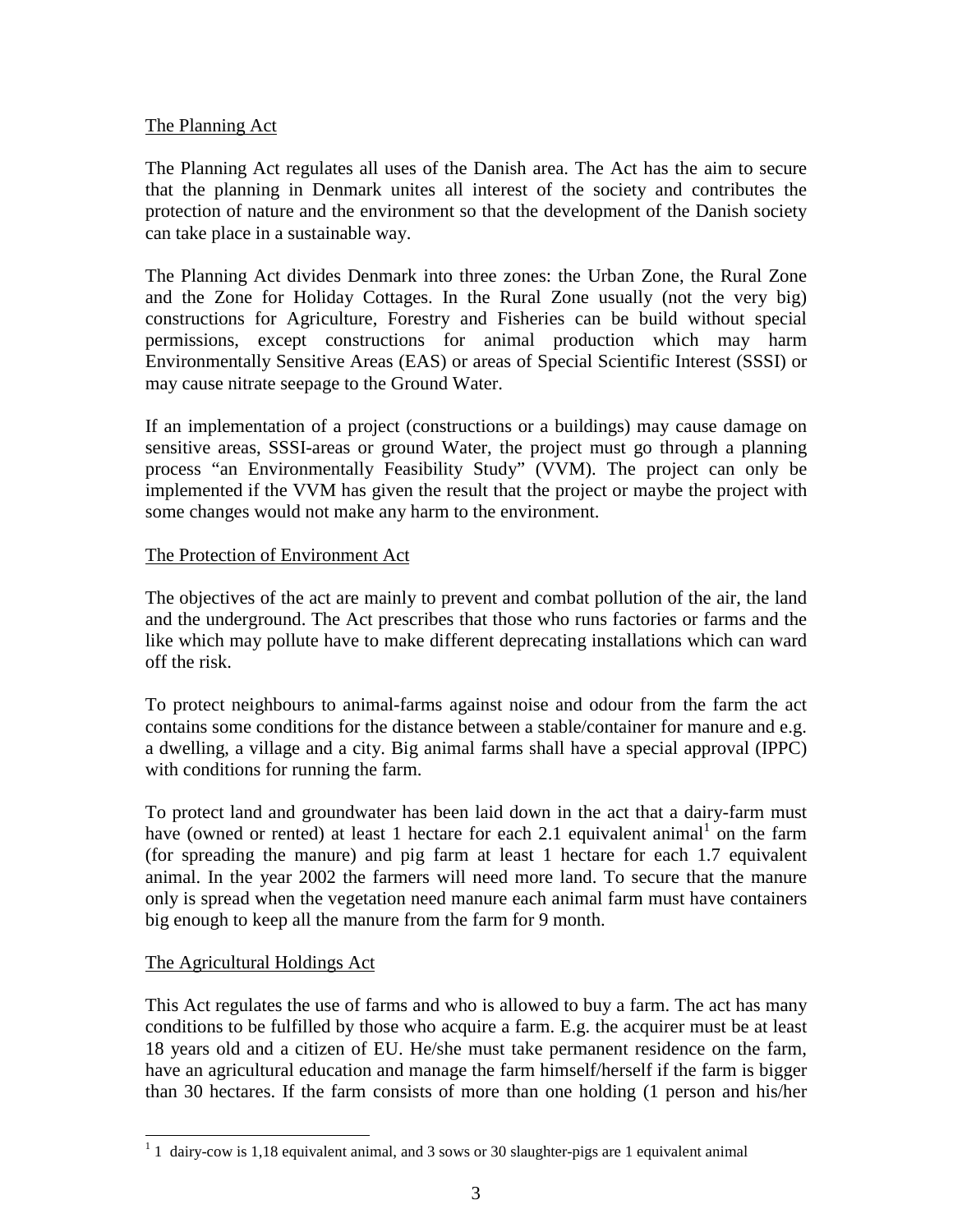The Planning Act

The Planning Act regulates all uses of the Danish area. The Act has the aim to secure that the planning in Denmark unites all interest of the society and contributes the protection of nature and the environment so that the development of the Danish society can take place in a sustainable way.

The Planning Act divides Denmark into three zones: the Urban Zone, the Rural Zone and the Zone for Holiday Cottages. In the Rural Zone usually (not the very big) constructions for Agriculture, Forestry and Fisheries can be build without special permissions, except constructions for animal production which may harm Environmentally Sensitive Areas (EAS) or areas of Special Scientific Interest (SSSI) or may cause nitrate seepage to the Ground Water.

If an implementation of a project (constructions or a buildings) may cause damage on sensitive areas, SSSI-areas or ground Water, the project must go through a planning process "an Environmentally Feasibility Study" (VVM). The project can only be implemented if the VVM has given the result that the project or maybe the project with some changes would not make any harm to the environment.

The Protection of Environment Act

The objectives of the act are mainly to prevent and combat pollution of the air, the land and the underground. The Act prescribes that those who runs factories or farms and the like which may pollute have to make different deprecating installations which can ward off the risk.

To protect neighbours to animal-farms against noise and odour from the farm the act contains some conditions for the distance between a stable/container for manure and e.g. a dwelling, a village and a city. Big animal farms shall have a special approval (IPPC) with conditions for running the farm.

To protect land and groundwater has been laid down in the act that a dairy-farm must have (owned or rented) at least 1 hectare for each 2.1 equivalent animal[1] on the farm (for spreading the manure) and pig farm at least 1 hectare for each 1.7 equivalent animal. In the year 2002 the farmers will need more land. To secure that the manure only is spread when the vegetation need manure each animal farm must have containers big enough to keep all the manure from the farm for 9 month.

The Agricultural Holdings Act

This Act regulates the use of farms and who is allowed to buy a farm. The act has many conditions to be fulfilled by those who acquire a farm. E.g. the acquirer must be at least 18 years old and a citizen of EU. He/she must take permanent residence on the farm, have an agricultural education and manage the farm himself/herself if the farm is bigger than 30 hectares. If the farm consists of more than one holding (1 person and his/her

[1] 1 dairy-cow is 1,18 equivalent animal, and 3 sows or 30 slaughter-pigs are 1 equivalent animal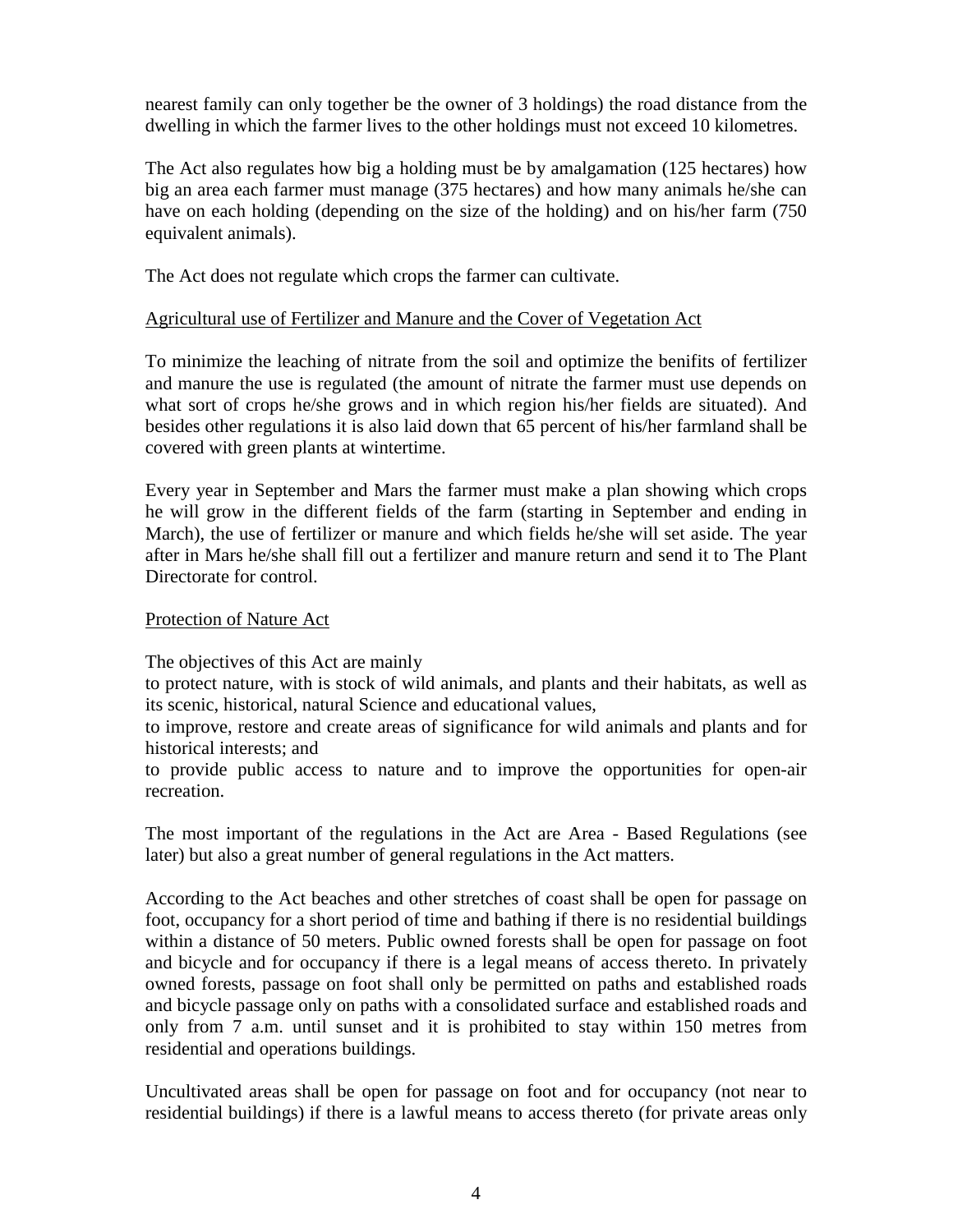nearest family can only together be the owner of 3 holdings) the road distance from the dwelling in which the farmer lives to the other holdings must not exceed 10 kilometres.

The Act also regulates how big a holding must be by amalgamation (125 hectares) how big an area each farmer must manage (375 hectares) and how many animals he/she can have on each holding (depending on the size of the holding) and on his/her farm (750 equivalent animals).

The Act does not regulate which crops the farmer can cultivate.

<u>Agricultural use of Fertilizer and Manure and the Cover of Vegetation Act</u>

To minimize the leaching of nitrate from the soil and optimize the benifits of fertilizer and manure the use is regulated (the amount of nitrate the farmer must use depends on what sort of crops he/she grows and in which region his/her fields are situated). And besides other regulations it is also laid down that 65 percent of his/her farmland shall be covered with green plants at wintertime.

Every year in September and Mars the farmer must make a plan showing which crops he will grow in the different fields of the farm (starting in September and ending in March), the use of fertilizer or manure and which fields he/she will set aside. The year after in Mars he/she shall fill out a fertilizer and manure return and send it to The Plant Directorate for control.

<u>Protection of Nature Act</u>

The objectives of this Act are mainly

to protect nature, with is stock of wild animals, and plants and their habitats, as well as its scenic, historical, natural Science and educational values,

to improve, restore and create areas of significance for wild animals and plants and for historical interests; and

to provide public access to nature and to improve the opportunities for open-air recreation.

The most important of the regulations in the Act are Area - Based Regulations (see later) but also a great number of general regulations in the Act matters.

According to the Act beaches and other stretches of coast shall be open for passage on foot, occupancy for a short period of time and bathing if there is no residential buildings within a distance of 50 meters. Public owned forests shall be open for passage on foot and bicycle and for occupancy if there is a legal means of access thereto. In privately owned forests, passage on foot shall only be permitted on paths and established roads and bicycle passage only on paths with a consolidated surface and established roads and only from 7 a.m. until sunset and it is prohibited to stay within 150 metres from residential and operations buildings.

Uncultivated areas shall be open for passage on foot and for occupancy (not near to residential buildings) if there is a lawful means to access thereto (for private areas only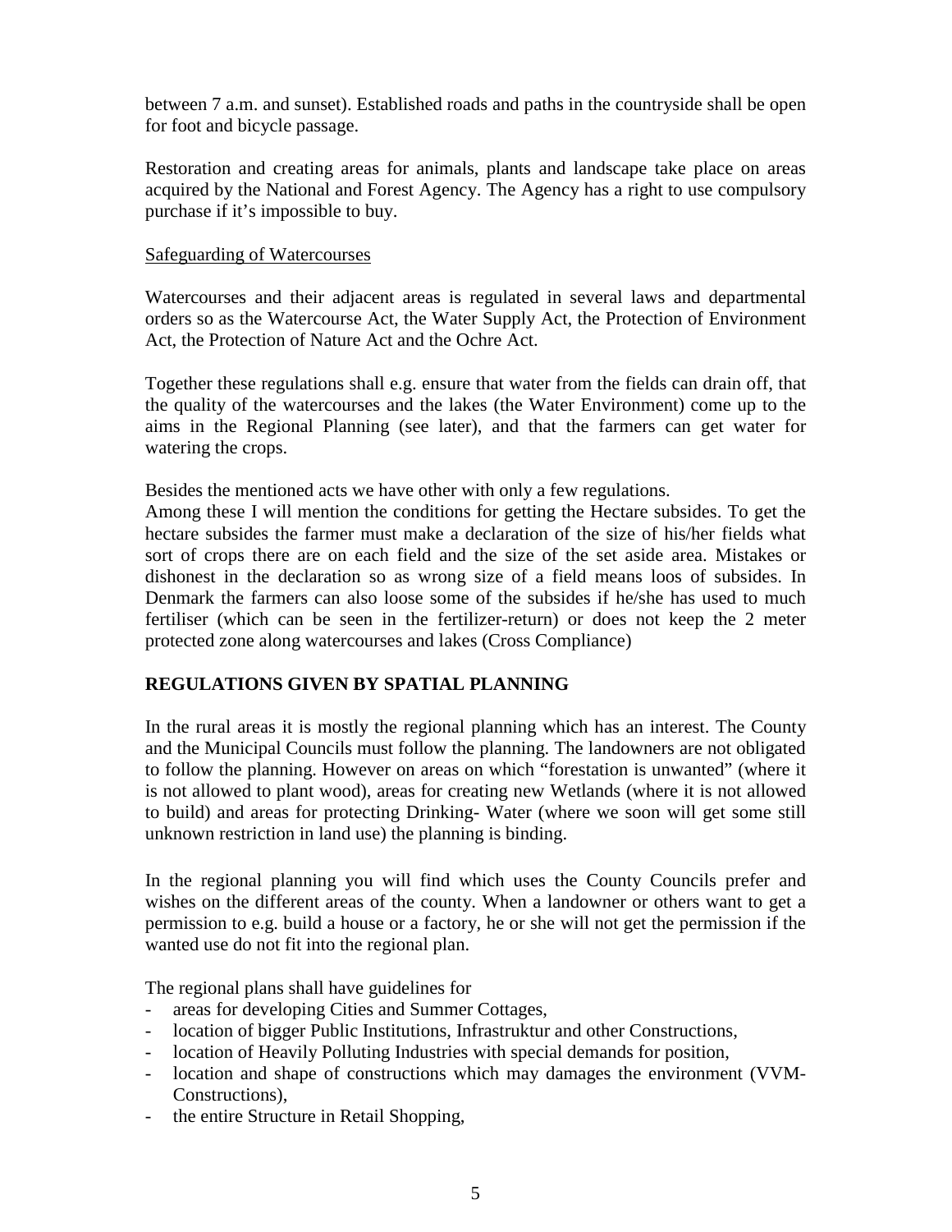between 7 a.m. and sunset). Established roads and paths in the countryside shall be open for foot and bicycle passage.

Restoration and creating areas for animals, plants and landscape take place on areas acquired by the National and Forest Agency. The Agency has a right to use compulsory purchase if it's impossible to buy.

Safeguarding of Watercourses

Watercourses and their adjacent areas is regulated in several laws and departmental orders so as the Watercourse Act, the Water Supply Act, the Protection of Environment Act, the Protection of Nature Act and the Ochre Act.

Together these regulations shall e.g. ensure that water from the fields can drain off, that the quality of the watercourses and the lakes (the Water Environment) come up to the aims in the Regional Planning (see later), and that the farmers can get water for watering the crops.

Besides the mentioned acts we have other with only a few regulations.
Among these I will mention the conditions for getting the Hectare subsides. To get the hectare subsides the farmer must make a declaration of the size of his/her fields what sort of crops there are on each field and the size of the set aside area. Mistakes or dishonest in the declaration so as wrong size of a field means loos of subsides. In Denmark the farmers can also loose some of the subsides if he/she has used to much fertiliser (which can be seen in the fertilizer-return) or does not keep the 2 meter protected zone along watercourses and lakes (Cross Compliance)

## REGULATIONS GIVEN BY SPATIAL PLANNING

In the rural areas it is mostly the regional planning which has an interest. The County and the Municipal Councils must follow the planning. The landowners are not obligated to follow the planning. However on areas on which "forestation is unwanted" (where it is not allowed to plant wood), areas for creating new Wetlands (where it is not allowed to build) and areas for protecting Drinking- Water (where we soon will get some still unknown restriction in land use) the planning is binding.

In the regional planning you will find which uses the County Councils prefer and wishes on the different areas of the county. When a landowner or others want to get a permission to e.g. build a house or a factory, he or she will not get the permission if the wanted use do not fit into the regional plan.

The regional plans shall have guidelines for

- areas for developing Cities and Summer Cottages,
- location of bigger Public Institutions, Infrastruktur and other Constructions,
- location of Heavily Polluting Industries with special demands for position,
- location and shape of constructions which may damages the environment (VVM-Constructions),
- the entire Structure in Retail Shopping,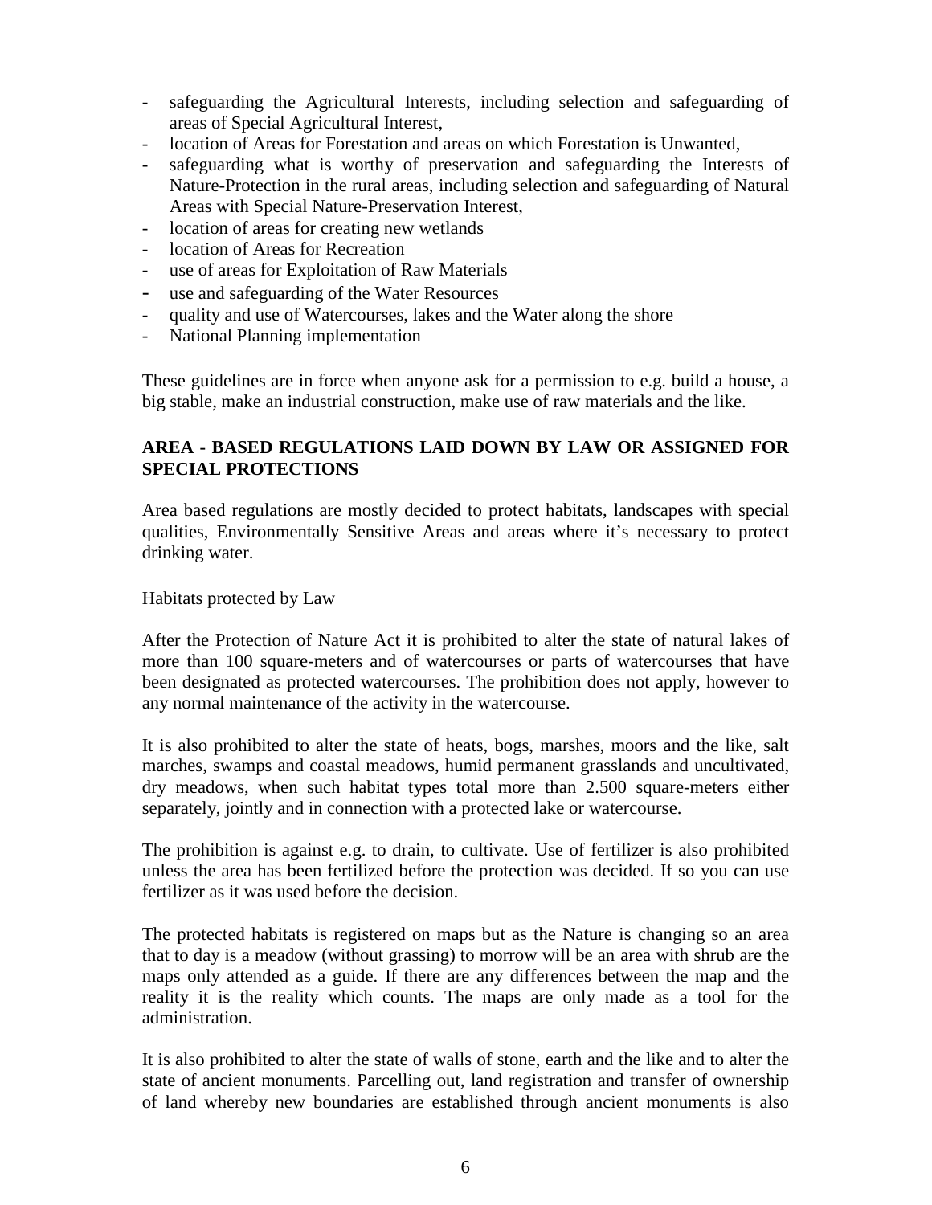- safeguarding the Agricultural Interests, including selection and safeguarding of areas of Special Agricultural Interest,
- location of Areas for Forestation and areas on which Forestation is Unwanted,
- safeguarding what is worthy of preservation and safeguarding the Interests of Nature-Protection in the rural areas, including selection and safeguarding of Natural Areas with Special Nature-Preservation Interest,
- location of areas for creating new wetlands
- location of Areas for Recreation
- use of areas for Exploitation of Raw Materials
- use and safeguarding of the Water Resources
- quality and use of Watercourses, lakes and the Water along the shore
- National Planning implementation

These guidelines are in force when anyone ask for a permission to e.g. build a house, a big stable, make an industrial construction, make use of raw materials and the like.

## AREA - BASED REGULATIONS LAID DOWN BY LAW OR ASSIGNED FOR SPECIAL PROTECTIONS

Area based regulations are mostly decided to protect habitats, landscapes with special qualities, Environmentally Sensitive Areas and areas where it's necessary to protect drinking water.

### Habitats protected by Law

After the Protection of Nature Act it is prohibited to alter the state of natural lakes of more than 100 square-meters and of watercourses or parts of watercourses that have been designated as protected watercourses. The prohibition does not apply, however to any normal maintenance of the activity in the watercourse.

It is also prohibited to alter the state of heats, bogs, marshes, moors and the like, salt marches, swamps and coastal meadows, humid permanent grasslands and uncultivated, dry meadows, when such habitat types total more than 2.500 square-meters either separately, jointly and in connection with a protected lake or watercourse.

The prohibition is against e.g. to drain, to cultivate. Use of fertilizer is also prohibited unless the area has been fertilized before the protection was decided. If so you can use fertilizer as it was used before the decision.

The protected habitats is registered on maps but as the Nature is changing so an area that to day is a meadow (without grassing) to morrow will be an area with shrub are the maps only attended as a guide. If there are any differences between the map and the reality it is the reality which counts. The maps are only made as a tool for the administration.

It is also prohibited to alter the state of walls of stone, earth and the like and to alter the state of ancient monuments. Parcelling out, land registration and transfer of ownership of land whereby new boundaries are established through ancient monuments is also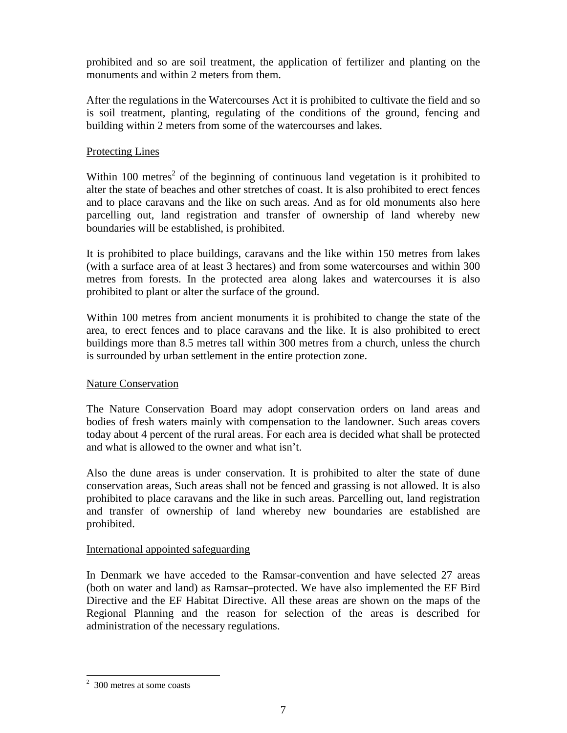prohibited and so are soil treatment, the application of fertilizer and planting on the monuments and within 2 meters from them.

After the regulations in the Watercourses Act it is prohibited to cultivate the field and so is soil treatment, planting, regulating of the conditions of the ground, fencing and building within 2 meters from some of the watercourses and lakes.

<u>Protecting Lines</u>

Within 100 metres[2] of the beginning of continuous land vegetation is it prohibited to alter the state of beaches and other stretches of coast. It is also prohibited to erect fences and to place caravans and the like on such areas. And as for old monuments also here parcelling out, land registration and transfer of ownership of land whereby new boundaries will be established, is prohibited.

It is prohibited to place buildings, caravans and the like within 150 metres from lakes (with a surface area of at least 3 hectares) and from some watercourses and within 300 metres from forests. In the protected area along lakes and watercourses it is also prohibited to plant or alter the surface of the ground.

Within 100 metres from ancient monuments it is prohibited to change the state of the area, to erect fences and to place caravans and the like. It is also prohibited to erect buildings more than 8.5 metres tall within 300 metres from a church, unless the church is surrounded by urban settlement in the entire protection zone.

<u>Nature Conservation</u>

The Nature Conservation Board may adopt conservation orders on land areas and bodies of fresh waters mainly with compensation to the landowner. Such areas covers today about 4 percent of the rural areas. For each area is decided what shall be protected and what is allowed to the owner and what isn't.

Also the dune areas is under conservation. It is prohibited to alter the state of dune conservation areas, Such areas shall not be fenced and grassing is not allowed. It is also prohibited to place caravans and the like in such areas. Parcelling out, land registration and transfer of ownership of land whereby new boundaries are established are prohibited.

<u>International appointed safeguarding</u>

In Denmark we have acceded to the Ramsar-convention and have selected 27 areas (both on water and land) as Ramsar–protected. We have also implemented the EF Bird Directive and the EF Habitat Directive. All these areas are shown on the maps of the Regional Planning and the reason for selection of the areas is described for administration of the necessary regulations.

---

[2] 300 metres at some coasts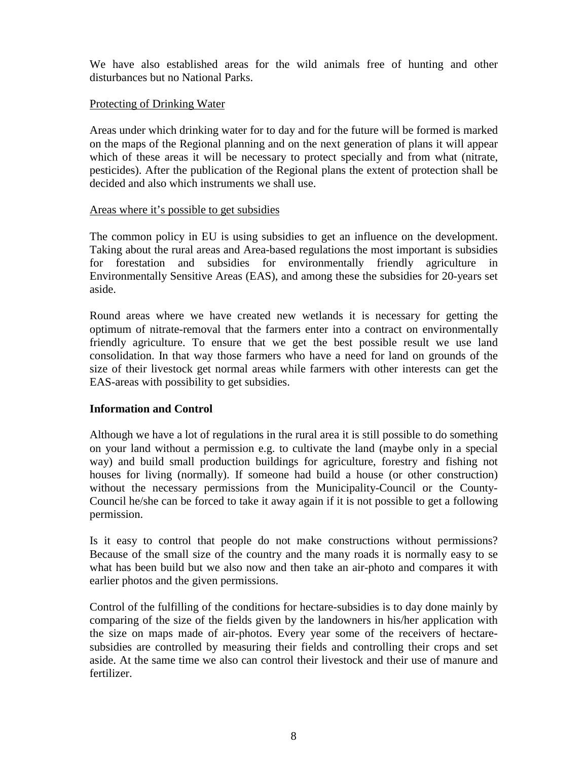We have also established areas for the wild animals free of hunting and other disturbances but no National Parks.

Protecting of Drinking Water

Areas under which drinking water for to day and for the future will be formed is marked on the maps of the Regional planning and on the next generation of plans it will appear which of these areas it will be necessary to protect specially and from what (nitrate, pesticides). After the publication of the Regional plans the extent of protection shall be decided and also which instruments we shall use.

Areas where it's possible to get subsidies

The common policy in EU is using subsidies to get an influence on the development. Taking about the rural areas and Area-based regulations the most important is subsidies for forestation and subsidies for environmentally friendly agriculture in Environmentally Sensitive Areas (EAS), and among these the subsidies for 20-years set aside.

Round areas where we have created new wetlands it is necessary for getting the optimum of nitrate-removal that the farmers enter into a contract on environmentally friendly agriculture. To ensure that we get the best possible result we use land consolidation. In that way those farmers who have a need for land on grounds of the size of their livestock get normal areas while farmers with other interests can get the EAS-areas with possibility to get subsidies.

**Information and Control**

Although we have a lot of regulations in the rural area it is still possible to do something on your land without a permission e.g. to cultivate the land (maybe only in a special way) and build small production buildings for agriculture, forestry and fishing not houses for living (normally). If someone had build a house (or other construction) without the necessary permissions from the Municipality-Council or the County-Council he/she can be forced to take it away again if it is not possible to get a following permission.

Is it easy to control that people do not make constructions without permissions? Because of the small size of the country and the many roads it is normally easy to se what has been build but we also now and then take an air-photo and compares it with earlier photos and the given permissions.

Control of the fulfilling of the conditions for hectare-subsidies is to day done mainly by comparing of the size of the fields given by the landowners in his/her application with the size on maps made of air-photos. Every year some of the receivers of hectare-subsidies are controlled by measuring their fields and controlling their crops and set aside. At the same time we also can control their livestock and their use of manure and fertilizer.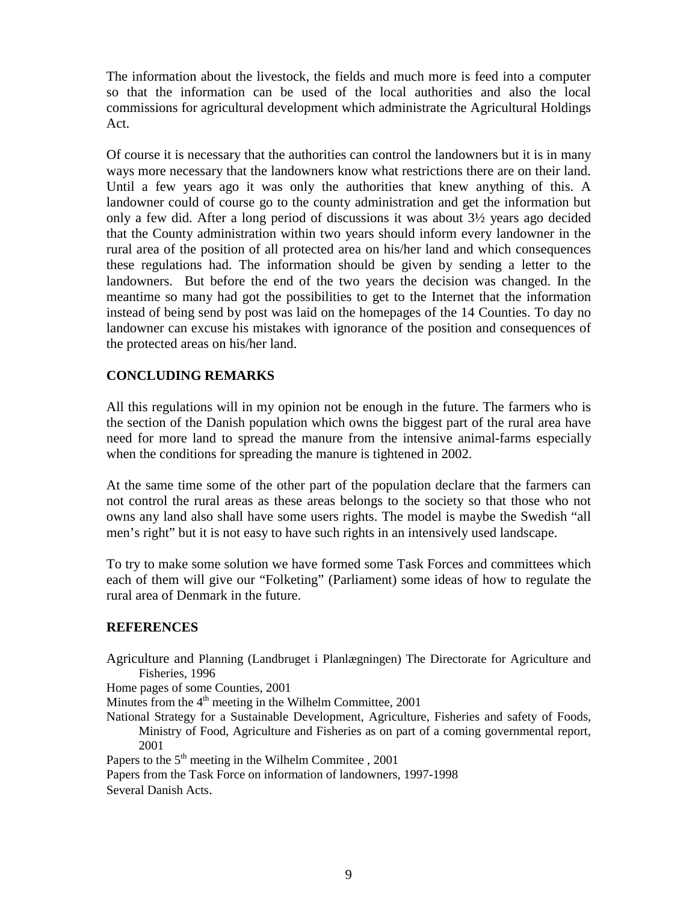The information about the livestock, the fields and much more is feed into a computer so that the information can be used of the local authorities and also the local commissions for agricultural development which administrate the Agricultural Holdings Act.

Of course it is necessary that the authorities can control the landowners but it is in many ways more necessary that the landowners know what restrictions there are on their land. Until a few years ago it was only the authorities that knew anything of this. A landowner could of course go to the county administration and get the information but only a few did. After a long period of discussions it was about 3½ years ago decided that the County administration within two years should inform every landowner in the rural area of the position of all protected area on his/her land and which consequences these regulations had. The information should be given by sending a letter to the landowners. But before the end of the two years the decision was changed. In the meantime so many had got the possibilities to get to the Internet that the information instead of being send by post was laid on the homepages of the 14 Counties. To day no landowner can excuse his mistakes with ignorance of the position and consequences of the protected areas on his/her land.

## CONCLUDING REMARKS

All this regulations will in my opinion not be enough in the future. The farmers who is the section of the Danish population which owns the biggest part of the rural area have need for more land to spread the manure from the intensive animal-farms especially when the conditions for spreading the manure is tightened in 2002.

At the same time some of the other part of the population declare that the farmers can not control the rural areas as these areas belongs to the society so that those who not owns any land also shall have some users rights. The model is maybe the Swedish "all men's right" but it is not easy to have such rights in an intensively used landscape.

To try to make some solution we have formed some Task Forces and committees which each of them will give our "Folketing" (Parliament) some ideas of how to regulate the rural area of Denmark in the future.

## REFERENCES

Agriculture and Planning (Landbruget i Planlægningen) The Directorate for Agriculture and Fisheries, 1996

Home pages of some Counties, 2001

Minutes from the 4th meeting in the Wilhelm Committee, 2001

National Strategy for a Sustainable Development, Agriculture, Fisheries and safety of Foods, Ministry of Food, Agriculture and Fisheries as on part of a coming governmental report, 2001

Papers to the 5th meeting in the Wilhelm Commitee , 2001

Papers from the Task Force on information of landowners, 1997-1998

Several Danish Acts.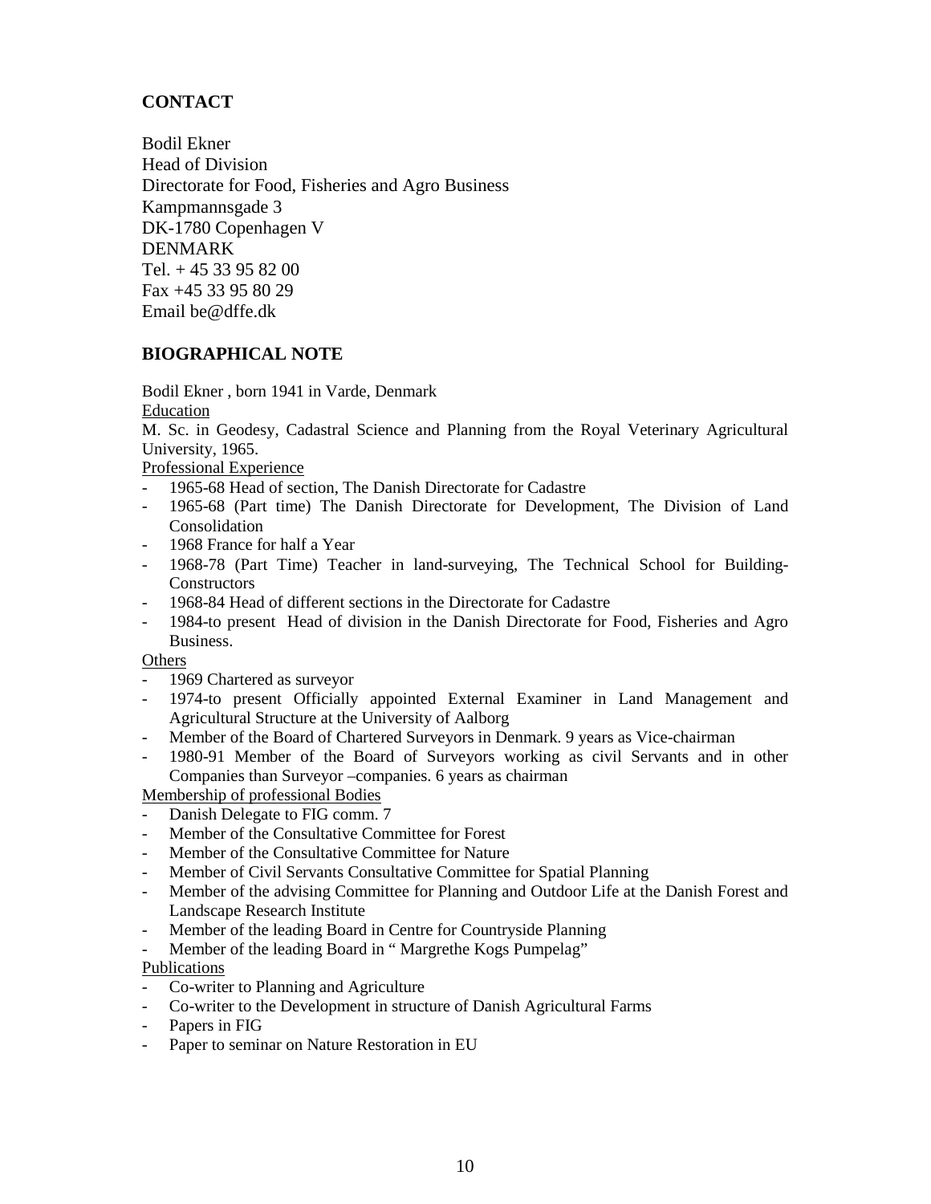## CONTACT

Bodil Ekner
Head of Division
Directorate for Food, Fisheries and Agro Business
Kampmannsgade 3
DK-1780 Copenhagen V
DENMARK
Tel. + 45 33 95 82 00
Fax +45 33 95 80 29
Email be@dffe.dk

## BIOGRAPHICAL NOTE

Bodil Ekner , born 1941 in Varde, Denmark

Education

M. Sc. in Geodesy, Cadastral Science and Planning from the Royal Veterinary Agricultural University, 1965.

Professional Experience

- 1965-68 Head of section, The Danish Directorate for Cadastre
- 1965-68 (Part time) The Danish Directorate for Development, The Division of Land Consolidation
- 1968 France for half a Year
- 1968-78 (Part Time) Teacher in land-surveying, The Technical School for Building-Constructors
- 1968-84 Head of different sections in the Directorate for Cadastre
- 1984-to present Head of division in the Danish Directorate for Food, Fisheries and Agro Business.

Others

- 1969 Chartered as surveyor
- 1974-to present Officially appointed External Examiner in Land Management and Agricultural Structure at the University of Aalborg
- Member of the Board of Chartered Surveyors in Denmark. 9 years as Vice-chairman
- 1980-91 Member of the Board of Surveyors working as civil Servants and in other Companies than Surveyor –companies. 6 years as chairman

Membership of professional Bodies

- Danish Delegate to FIG comm. 7
- Member of the Consultative Committee for Forest
- Member of the Consultative Committee for Nature
- Member of Civil Servants Consultative Committee for Spatial Planning
- Member of the advising Committee for Planning and Outdoor Life at the Danish Forest and Landscape Research Institute
- Member of the leading Board in Centre for Countryside Planning
- Member of the leading Board in " Margrethe Kogs Pumpelag"

Publications

- Co-writer to Planning and Agriculture
- Co-writer to the Development in structure of Danish Agricultural Farms
- Papers in FIG
- Paper to seminar on Nature Restoration in EU